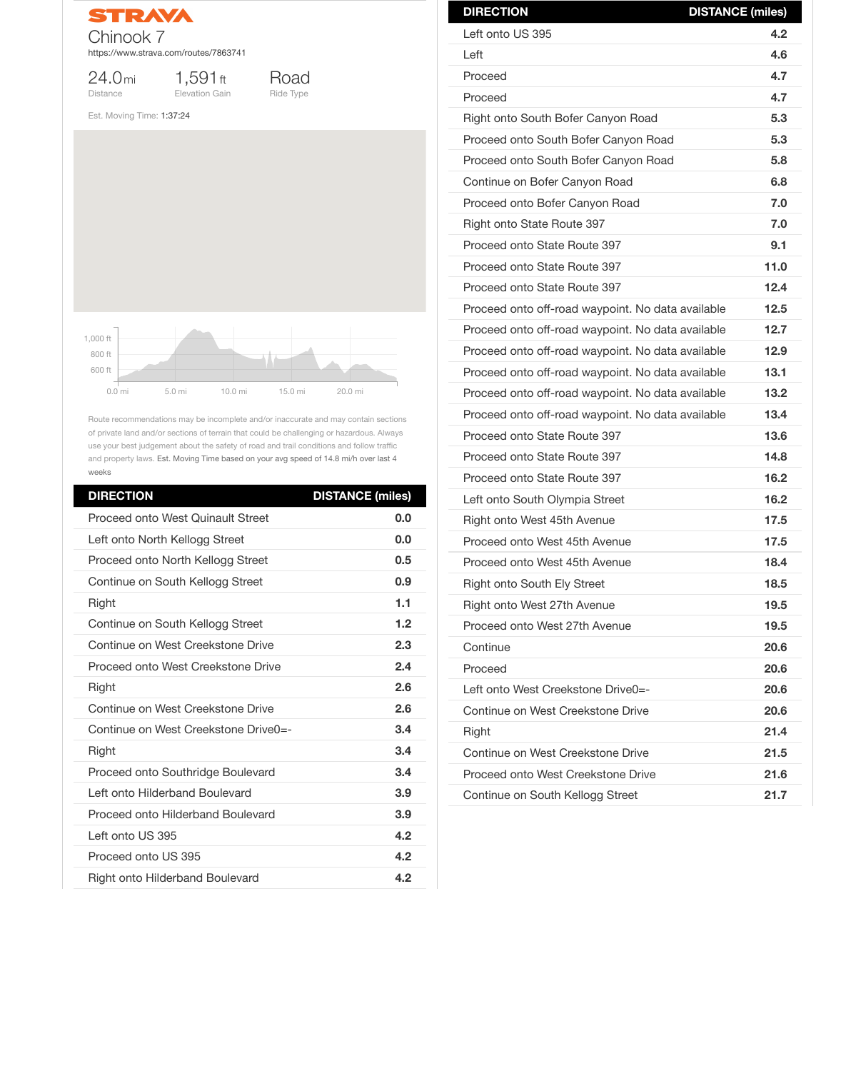# STRAVA

## Chinook 7

https://www.strava.com/routes/7863741

24.0 mi
Distance

1,591 ft
Elevation Gain

Road
Ride Type

Est. Moving Time: 1:37:24

1,000 ft
800 ft
600 ft
0.0 mi 5.0 mi 10.0 mi 15.0 mi 20.0 mi

Route recommendations may be incomplete and/or inaccurate and may contain sections of private land and/or sections of terrain that could be challenging or hazardous. Always use your best judgement about the safety of road and trail conditions and follow traffic and property laws. Est. Moving Time based on your avg speed of 14.8 mi/h over last 4 weeks

| DIRECTION | DISTANCE (miles) |
|---|---|
| Proceed onto West Quinault Street | 0.0 |
| Left onto North Kellogg Street | 0.0 |
| Proceed onto North Kellogg Street | 0.5 |
| Continue on South Kellogg Street | 0.9 |
| Right | 1.1 |
| Continue on South Kellogg Street | 1.2 |
| Continue on West Creekstone Drive | 2.3 |
| Proceed onto West Creekstone Drive | 2.4 |
| Right | 2.6 |
| Continue on West Creekstone Drive | 2.6 |
| Continue on West Creekstone Drive0=- | 3.4 |
| Right | 3.4 |
| Proceed onto Southridge Boulevard | 3.4 |
| Left onto Hilderband Boulevard | 3.9 |
| Proceed onto Hilderband Boulevard | 3.9 |
| Left onto US 395 | 4.2 |
| Proceed onto US 395 | 4.2 |
| Right onto Hilderband Boulevard | 4.2 |
| Left onto US 395 | 4.2 |
| Left | 4.6 |
| Proceed | 4.7 |
| Proceed | 4.7 |
| Right onto South Bofer Canyon Road | 5.3 |
| Proceed onto South Bofer Canyon Road | 5.3 |
| Proceed onto South Bofer Canyon Road | 5.8 |
| Continue on Bofer Canyon Road | 6.8 |
| Proceed onto Bofer Canyon Road | 7.0 |
| Right onto State Route 397 | 7.0 |
| Proceed onto State Route 397 | 9.1 |
| Proceed onto State Route 397 | 11.0 |
| Proceed onto State Route 397 | 12.4 |
| Proceed onto off-road waypoint. No data available | 12.5 |
| Proceed onto off-road waypoint. No data available | 12.7 |
| Proceed onto off-road waypoint. No data available | 12.9 |
| Proceed onto off-road waypoint. No data available | 13.1 |
| Proceed onto off-road waypoint. No data available | 13.2 |
| Proceed onto off-road waypoint. No data available | 13.4 |
| Proceed onto State Route 397 | 13.6 |
| Proceed onto State Route 397 | 14.8 |
| Proceed onto State Route 397 | 16.2 |
| Left onto South Olympia Street | 16.2 |
| Right onto West 45th Avenue | 17.5 |
| Proceed onto West 45th Avenue | 17.5 |
| Proceed onto West 45th Avenue | 18.4 |
| Right onto South Ely Street | 18.5 |
| Right onto West 27th Avenue | 19.5 |
| Proceed onto West 27th Avenue | 19.5 |
| Continue | 20.6 |
| Proceed | 20.6 |
| Left onto West Creekstone Drive0=- | 20.6 |
| Continue on West Creekstone Drive | 20.6 |
| Right | 21.4 |
| Continue on West Creekstone Drive | 21.5 |
| Proceed onto West Creekstone Drive | 21.6 |
| Continue on South Kellogg Street | 21.7 |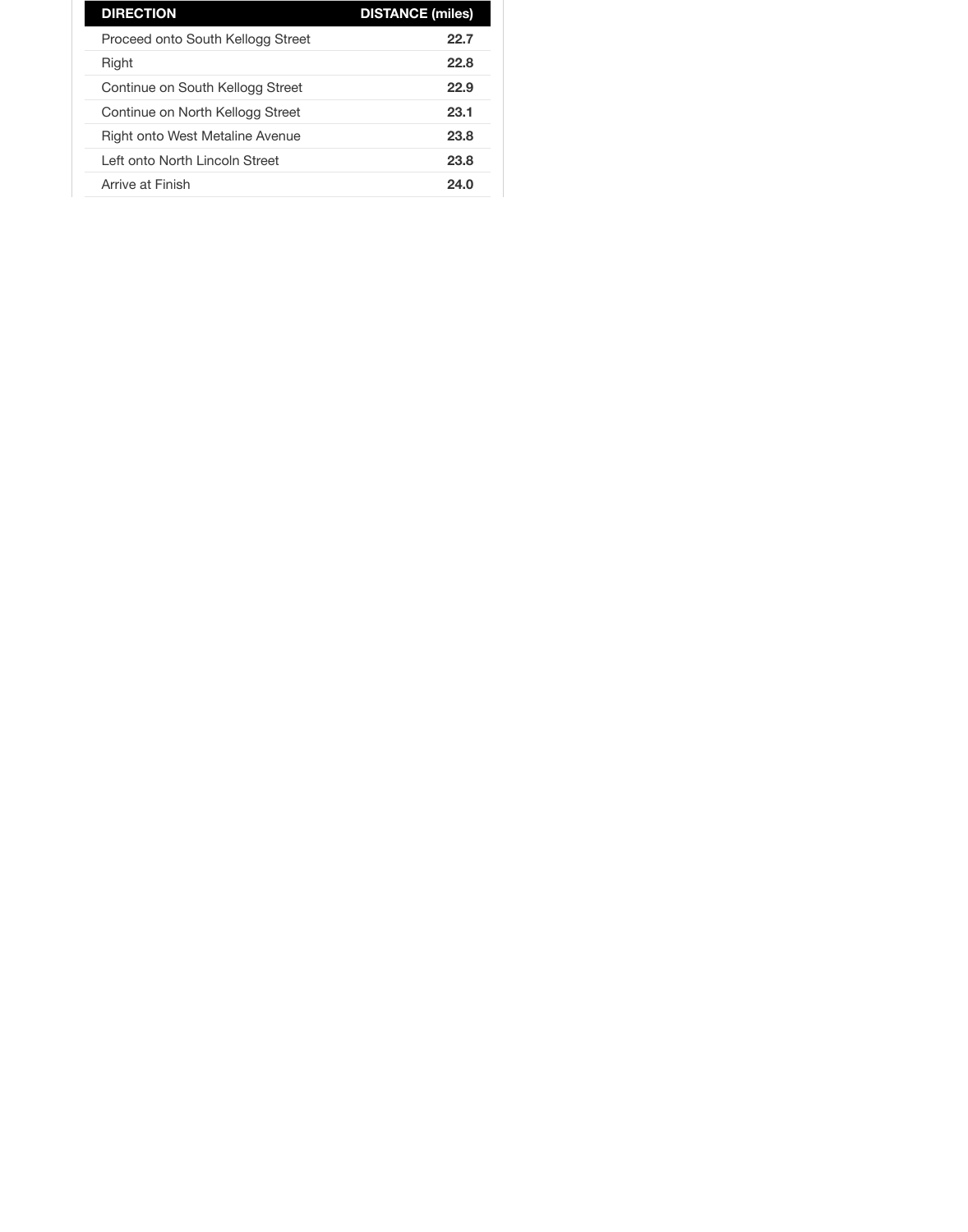| DIRECTION | DISTANCE (miles) |
| --- | --- |
| Proceed onto South Kellogg Street | **22.7** |
| Right | **22.8** |
| Continue on South Kellogg Street | **22.9** |
| Continue on North Kellogg Street | **23.1** |
| Right onto West Metaline Avenue | **23.8** |
| Left onto North Lincoln Street | **23.8** |
| Arrive at Finish | **24.0** |